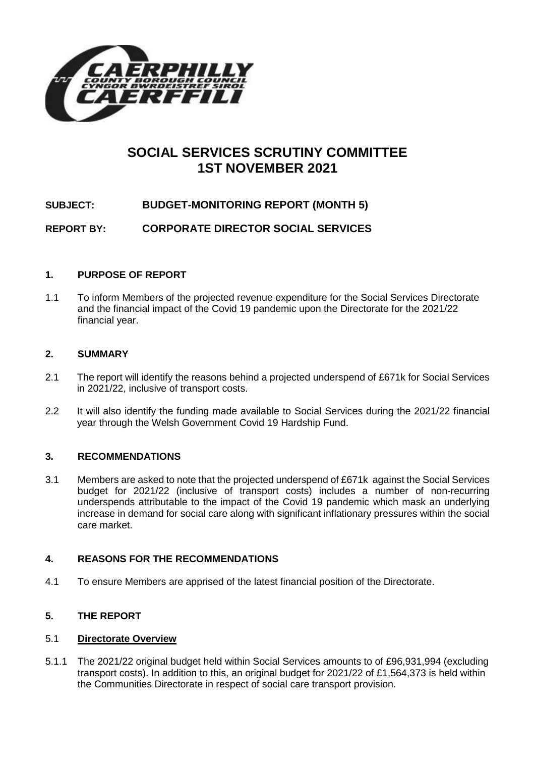# SOCIAL SERVICES SCRUTINY COMMITTEE 1ST NOVEMBER 2021

**SUBJECT: BUDGET-MONITORING REPORT (MONTH 5)**

**REPORT BY: CORPORATE DIRECTOR SOCIAL SERVICES**

## 1. PURPOSE OF REPORT

1.1 To inform Members of the projected revenue expenditure for the Social Services Directorate and the financial impact of the Covid 19 pandemic upon the Directorate for the 2021/22 financial year.

## 2. SUMMARY

2.1 The report will identify the reasons behind a projected underspend of £671k for Social Services in 2021/22, inclusive of transport costs.

2.2 It will also identify the funding made available to Social Services during the 2021/22 financial year through the Welsh Government Covid 19 Hardship Fund.

## 3. RECOMMENDATIONS

3.1 Members are asked to note that the projected underspend of £671k against the Social Services budget for 2021/22 (inclusive of transport costs) includes a number of non-recurring underspends attributable to the impact of the Covid 19 pandemic which mask an underlying increase in demand for social care along with significant inflationary pressures within the social care market.

## 4. REASONS FOR THE RECOMMENDATIONS

4.1 To ensure Members are apprised of the latest financial position of the Directorate.

## 5. THE REPORT

### 5.1 Directorate Overview

5.1.1 The 2021/22 original budget held within Social Services amounts to of £96,931,994 (excluding transport costs). In addition to this, an original budget for 2021/22 of £1,564,373 is held within the Communities Directorate in respect of social care transport provision.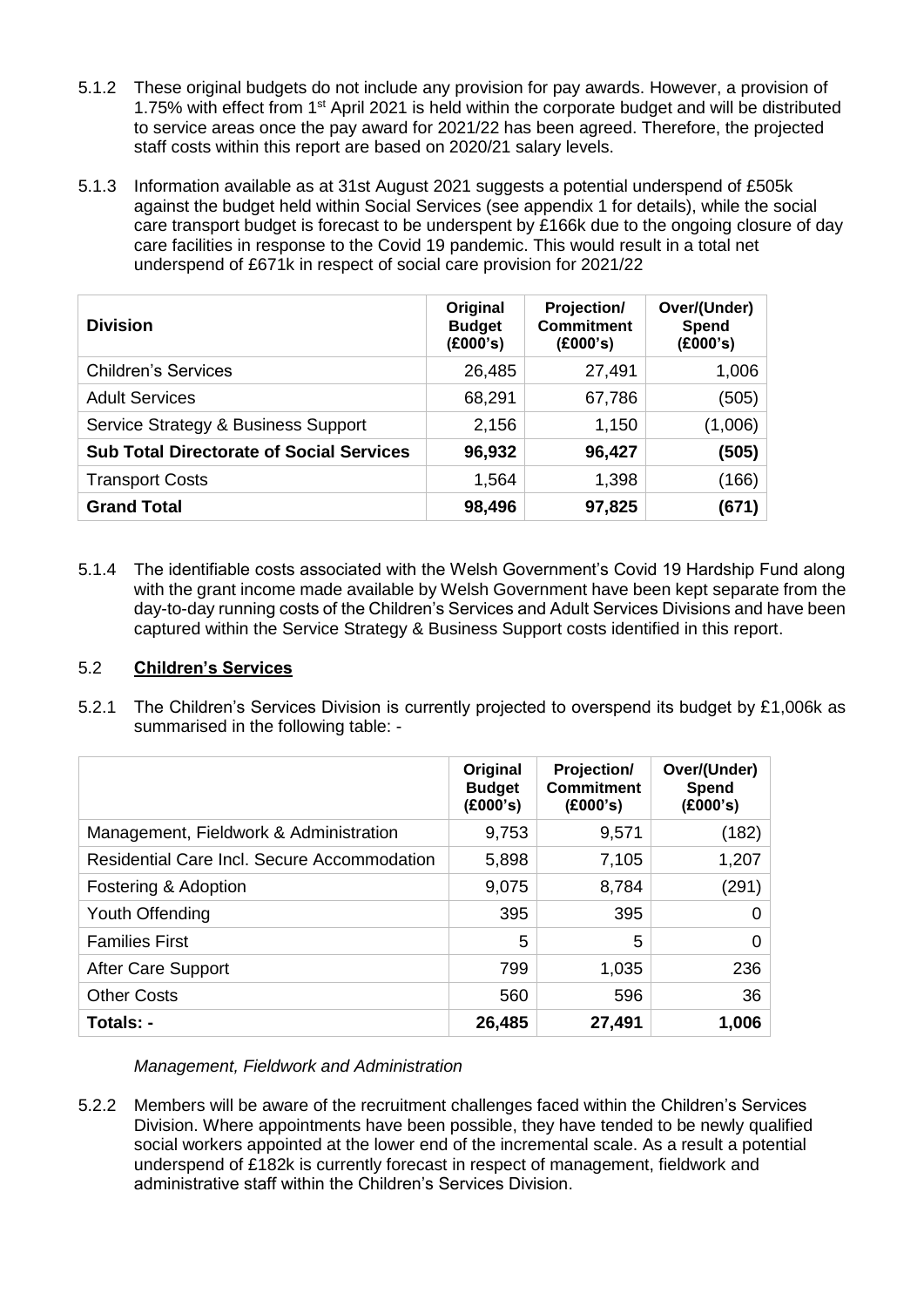5.1.2 These original budgets do not include any provision for pay awards. However, a provision of 1.75% with effect from 1st April 2021 is held within the corporate budget and will be distributed to service areas once the pay award for 2021/22 has been agreed. Therefore, the projected staff costs within this report are based on 2020/21 salary levels.

5.1.3 Information available as at 31st August 2021 suggests a potential underspend of £505k against the budget held within Social Services (see appendix 1 for details), while the social care transport budget is forecast to be underspent by £166k due to the ongoing closure of day care facilities in response to the Covid 19 pandemic. This would result in a total net underspend of £671k in respect of social care provision for 2021/22

| Division | Original Budget (£000's) | Projection/ Commitment (£000's) | Over/(Under) Spend (£000's) |
|---|---|---|---|
| Children's Services | 26,485 | 27,491 | 1,006 |
| Adult Services | 68,291 | 67,786 | (505) |
| Service Strategy & Business Support | 2,156 | 1,150 | (1,006) |
| **Sub Total Directorate of Social Services** | **96,932** | **96,427** | **(505)** |
| Transport Costs | 1,564 | 1,398 | (166) |
| **Grand Total** | **98,496** | **97,825** | **(671)** |

5.1.4 The identifiable costs associated with the Welsh Government's Covid 19 Hardship Fund along with the grant income made available by Welsh Government have been kept separate from the day-to-day running costs of the Children's Services and Adult Services Divisions and have been captured within the Service Strategy & Business Support costs identified in this report.

## 5.2 **Children's Services**

5.2.1 The Children's Services Division is currently projected to overspend its budget by £1,006k as summarised in the following table: -

| | Original Budget (£000's) | Projection/ Commitment (£000's) | Over/(Under) Spend (£000's) |
|---|---|---|---|
| Management, Fieldwork & Administration | 9,753 | 9,571 | (182) |
| Residential Care Incl. Secure Accommodation | 5,898 | 7,105 | 1,207 |
| Fostering & Adoption | 9,075 | 8,784 | (291) |
| Youth Offending | 395 | 395 | 0 |
| Families First | 5 | 5 | 0 |
| After Care Support | 799 | 1,035 | 236 |
| Other Costs | 560 | 596 | 36 |
| **Totals: -** | **26,485** | **27,491** | **1,006** |

*Management, Fieldwork and Administration*

5.2.2 Members will be aware of the recruitment challenges faced within the Children's Services Division. Where appointments have been possible, they have tended to be newly qualified social workers appointed at the lower end of the incremental scale. As a result a potential underspend of £182k is currently forecast in respect of management, fieldwork and administrative staff within the Children's Services Division.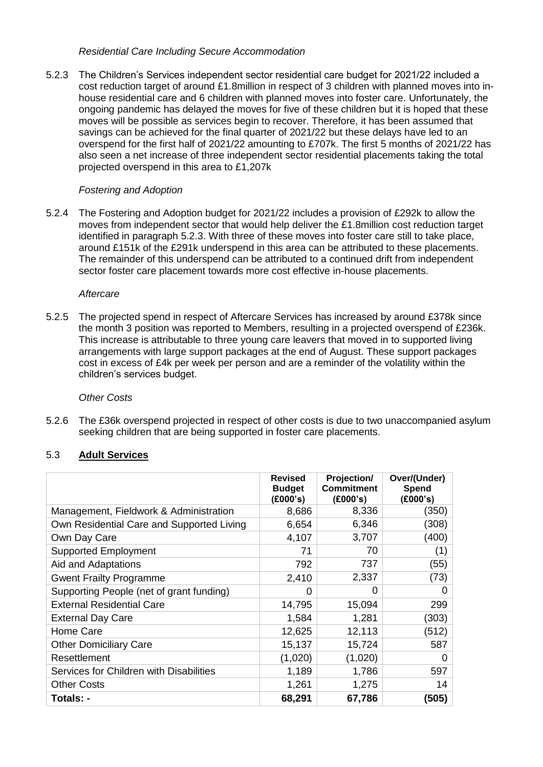*Residential Care Including Secure Accommodation*

5.2.3 The Children's Services independent sector residential care budget for 2021/22 included a cost reduction target of around £1.8million in respect of 3 children with planned moves into in-house residential care and 6 children with planned moves into foster care. Unfortunately, the ongoing pandemic has delayed the moves for five of these children but it is hoped that these moves will be possible as services begin to recover. Therefore, it has been assumed that savings can be achieved for the final quarter of 2021/22 but these delays have led to an overspend for the first half of 2021/22 amounting to £707k. The first 5 months of 2021/22 has also seen a net increase of three independent sector residential placements taking the total projected overspend in this area to £1,207k

*Fostering and Adoption*

5.2.4 The Fostering and Adoption budget for 2021/22 includes a provision of £292k to allow the moves from independent sector that would help deliver the £1.8million cost reduction target identified in paragraph 5.2.3. With three of these moves into foster care still to take place, around £151k of the £291k underspend in this area can be attributed to these placements. The remainder of this underspend can be attributed to a continued drift from independent sector foster care placement towards more cost effective in-house placements.

*Aftercare*

5.2.5 The projected spend in respect of Aftercare Services has increased by around £378k since the month 3 position was reported to Members, resulting in a projected overspend of £236k. This increase is attributable to three young care leavers that moved in to supported living arrangements with large support packages at the end of August. These support packages cost in excess of £4k per week per person and are a reminder of the volatility within the children's services budget.

*Other Costs*

5.2.6 The £36k overspend projected in respect of other costs is due to two unaccompanied asylum seeking children that are being supported in foster care placements.

## 5.3 **Adult Services**

| | Revised Budget (£000's) | Projection/ Commitment (£000's) | Over/(Under) Spend (£000's) |
|---|---|---|---|
| Management, Fieldwork & Administration | 8,686 | 8,336 | (350) |
| Own Residential Care and Supported Living | 6,654 | 6,346 | (308) |
| Own Day Care | 4,107 | 3,707 | (400) |
| Supported Employment | 71 | 70 | (1) |
| Aid and Adaptations | 792 | 737 | (55) |
| Gwent Frailty Programme | 2,410 | 2,337 | (73) |
| Supporting People (net of grant funding) | 0 | 0 | 0 |
| External Residential Care | 14,795 | 15,094 | 299 |
| External Day Care | 1,584 | 1,281 | (303) |
| Home Care | 12,625 | 12,113 | (512) |
| Other Domiciliary Care | 15,137 | 15,724 | 587 |
| Resettlement | (1,020) | (1,020) | 0 |
| Services for Children with Disabilities | 1,189 | 1,786 | 597 |
| Other Costs | 1,261 | 1,275 | 14 |
| **Totals: -** | **68,291** | **67,786** | **(505)** |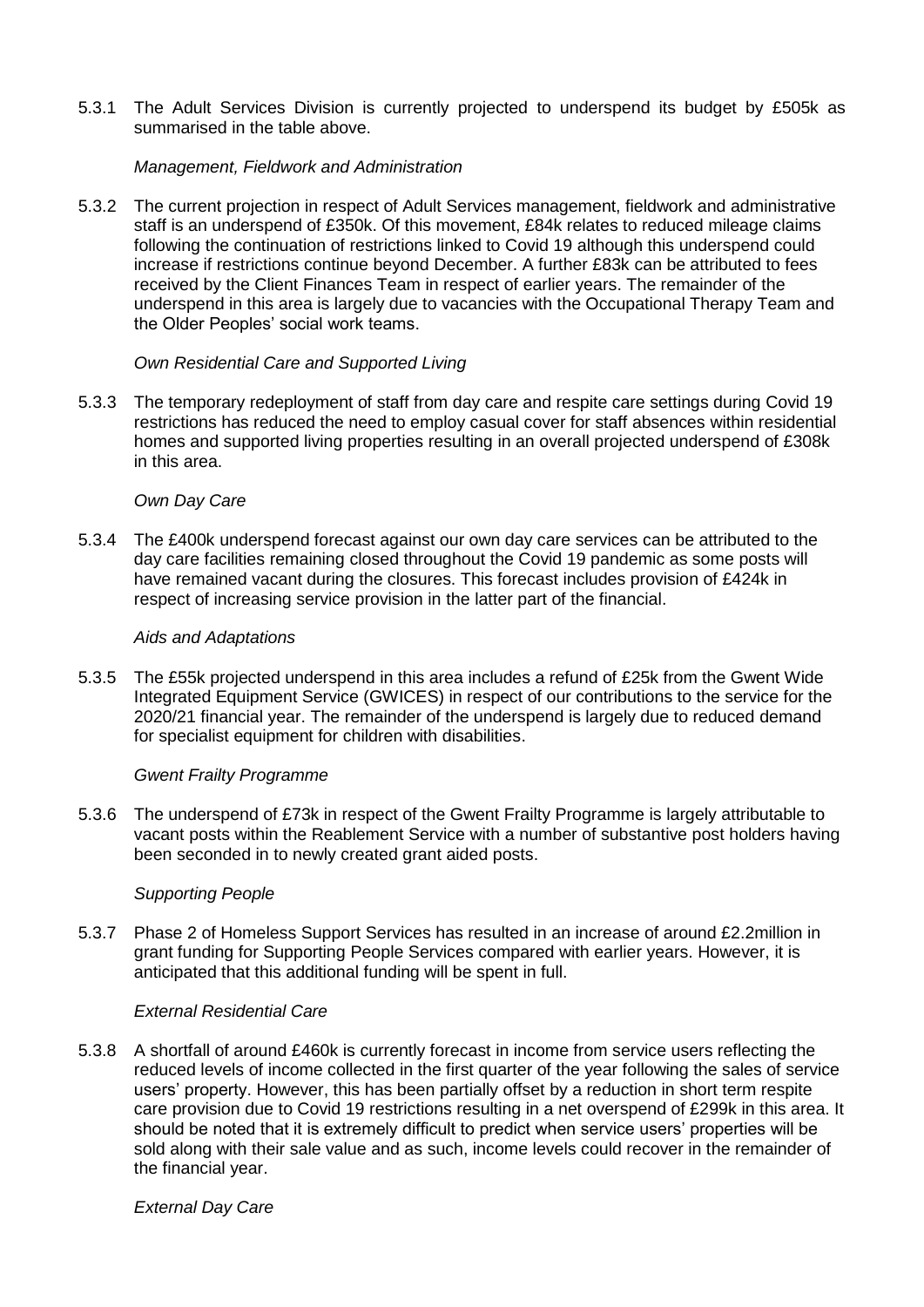5.3.1 The Adult Services Division is currently projected to underspend its budget by £505k as summarised in the table above.

*Management, Fieldwork and Administration*

5.3.2 The current projection in respect of Adult Services management, fieldwork and administrative staff is an underspend of £350k. Of this movement, £84k relates to reduced mileage claims following the continuation of restrictions linked to Covid 19 although this underspend could increase if restrictions continue beyond December. A further £83k can be attributed to fees received by the Client Finances Team in respect of earlier years. The remainder of the underspend in this area is largely due to vacancies with the Occupational Therapy Team and the Older Peoples' social work teams.

*Own Residential Care and Supported Living*

5.3.3 The temporary redeployment of staff from day care and respite care settings during Covid 19 restrictions has reduced the need to employ casual cover for staff absences within residential homes and supported living properties resulting in an overall projected underspend of £308k in this area.

*Own Day Care*

5.3.4 The £400k underspend forecast against our own day care services can be attributed to the day care facilities remaining closed throughout the Covid 19 pandemic as some posts will have remained vacant during the closures. This forecast includes provision of £424k in respect of increasing service provision in the latter part of the financial.

*Aids and Adaptations*

5.3.5 The £55k projected underspend in this area includes a refund of £25k from the Gwent Wide Integrated Equipment Service (GWICES) in respect of our contributions to the service for the 2020/21 financial year. The remainder of the underspend is largely due to reduced demand for specialist equipment for children with disabilities.

*Gwent Frailty Programme*

5.3.6 The underspend of £73k in respect of the Gwent Frailty Programme is largely attributable to vacant posts within the Reablement Service with a number of substantive post holders having been seconded in to newly created grant aided posts.

*Supporting People*

5.3.7 Phase 2 of Homeless Support Services has resulted in an increase of around £2.2million in grant funding for Supporting People Services compared with earlier years. However, it is anticipated that this additional funding will be spent in full.

*External Residential Care*

5.3.8 A shortfall of around £460k is currently forecast in income from service users reflecting the reduced levels of income collected in the first quarter of the year following the sales of service users' property. However, this has been partially offset by a reduction in short term respite care provision due to Covid 19 restrictions resulting in a net overspend of £299k in this area. It should be noted that it is extremely difficult to predict when service users' properties will be sold along with their sale value and as such, income levels could recover in the remainder of the financial year.

*External Day Care*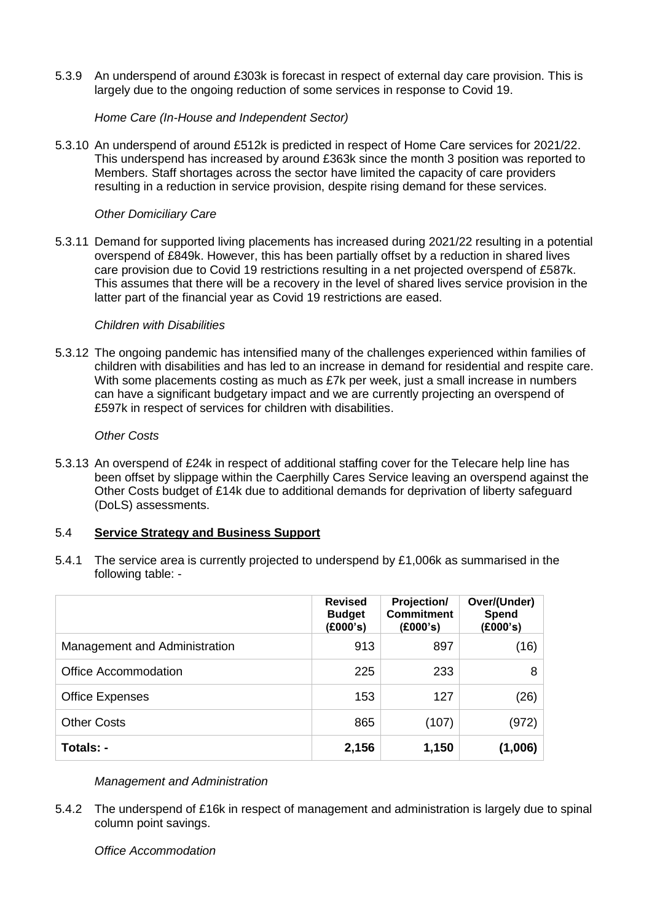5.3.9 An underspend of around £303k is forecast in respect of external day care provision. This is largely due to the ongoing reduction of some services in response to Covid 19.

*Home Care (In-House and Independent Sector)*

5.3.10 An underspend of around £512k is predicted in respect of Home Care services for 2021/22. This underspend has increased by around £363k since the month 3 position was reported to Members. Staff shortages across the sector have limited the capacity of care providers resulting in a reduction in service provision, despite rising demand for these services.

*Other Domiciliary Care*

5.3.11 Demand for supported living placements has increased during 2021/22 resulting in a potential overspend of £849k. However, this has been partially offset by a reduction in shared lives care provision due to Covid 19 restrictions resulting in a net projected overspend of £587k. This assumes that there will be a recovery in the level of shared lives service provision in the latter part of the financial year as Covid 19 restrictions are eased.

*Children with Disabilities*

5.3.12 The ongoing pandemic has intensified many of the challenges experienced within families of children with disabilities and has led to an increase in demand for residential and respite care. With some placements costing as much as £7k per week, just a small increase in numbers can have a significant budgetary impact and we are currently projecting an overspend of £597k in respect of services for children with disabilities.

*Other Costs*

5.3.13 An overspend of £24k in respect of additional staffing cover for the Telecare help line has been offset by slippage within the Caerphilly Cares Service leaving an overspend against the Other Costs budget of £14k due to additional demands for deprivation of liberty safeguard (DoLS) assessments.

## 5.4 Service Strategy and Business Support

5.4.1 The service area is currently projected to underspend by £1,006k as summarised in the following table: -

| | Revised Budget (£000's) | Projection/ Commitment (£000's) | Over/(Under) Spend (£000's) |
|---|---|---|---|
| Management and Administration | 913 | 897 | (16) |
| Office Accommodation | 225 | 233 | 8 |
| Office Expenses | 153 | 127 | (26) |
| Other Costs | 865 | (107) | (972) |
| **Totals: -** | **2,156** | **1,150** | **(1,006)** |

*Management and Administration*

5.4.2 The underspend of £16k in respect of management and administration is largely due to spinal column point savings.

*Office Accommodation*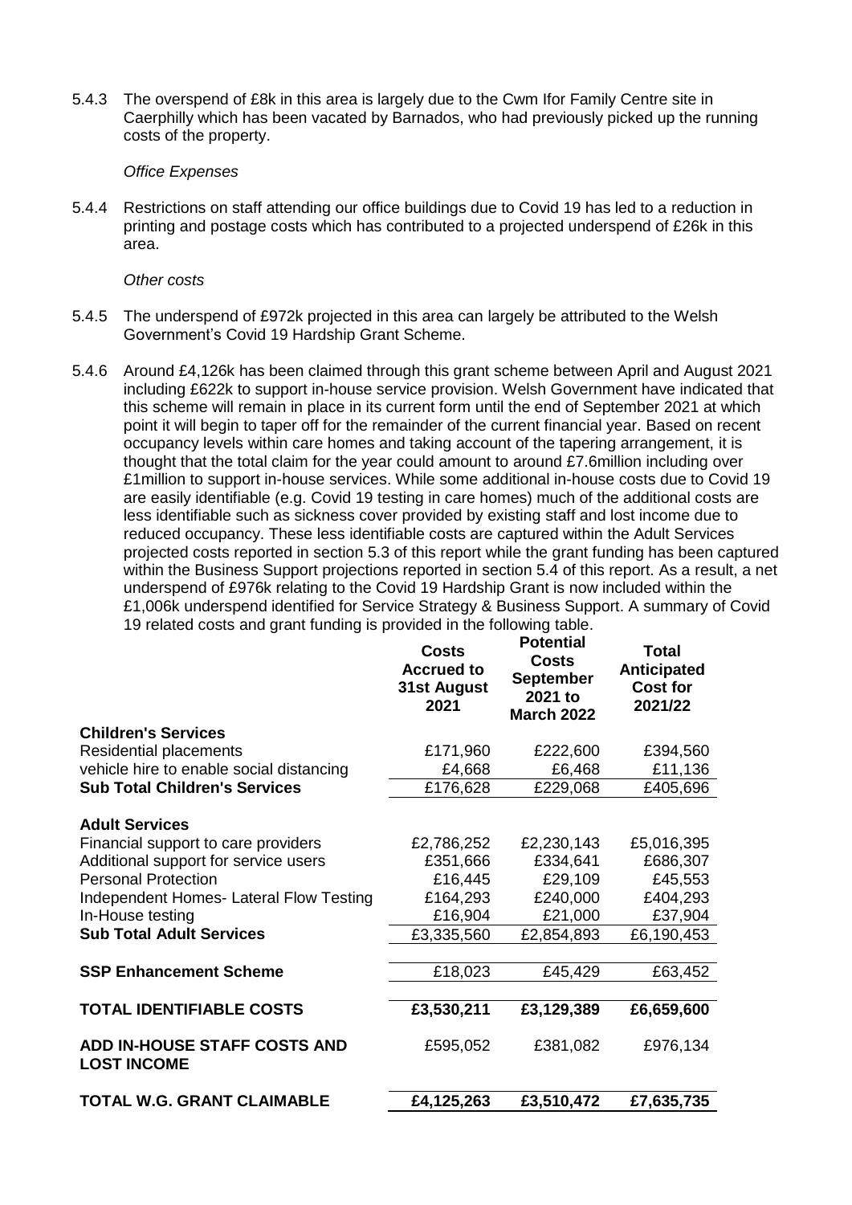5.4.3 The overspend of £8k in this area is largely due to the Cwm Ifor Family Centre site in Caerphilly which has been vacated by Barnados, who had previously picked up the running costs of the property.

*Office Expenses*

5.4.4 Restrictions on staff attending our office buildings due to Covid 19 has led to a reduction in printing and postage costs which has contributed to a projected underspend of £26k in this area.

*Other costs*

5.4.5 The underspend of £972k projected in this area can largely be attributed to the Welsh Government's Covid 19 Hardship Grant Scheme.

5.4.6 Around £4,126k has been claimed through this grant scheme between April and August 2021 including £622k to support in-house service provision. Welsh Government have indicated that this scheme will remain in place in its current form until the end of September 2021 at which point it will begin to taper off for the remainder of the current financial year. Based on recent occupancy levels within care homes and taking account of the tapering arrangement, it is thought that the total claim for the year could amount to around £7.6million including over £1million to support in-house services. While some additional in-house costs due to Covid 19 are easily identifiable (e.g. Covid 19 testing in care homes) much of the additional costs are less identifiable such as sickness cover provided by existing staff and lost income due to reduced occupancy. These less identifiable costs are captured within the Adult Services projected costs reported in section 5.3 of this report while the grant funding has been captured within the Business Support projections reported in section 5.4 of this report. As a result, a net underspend of £976k relating to the Covid 19 Hardship Grant is now included within the £1,006k underspend identified for Service Strategy & Business Support. A summary of Covid 19 related costs and grant funding is provided in the following table.

| | Costs Accrued to 31st August 2021 | Potential Costs September 2021 to March 2022 | Total Anticipated Cost for 2021/22 |
|---|---|---|---|
| **Children's Services** | | | |
| Residential placements | £171,960 | £222,600 | £394,560 |
| vehicle hire to enable social distancing | £4,668 | £6,468 | £11,136 |
| **Sub Total Children's Services** | £176,628 | £229,068 | £405,696 |
| **Adult Services** | | | |
| Financial support to care providers | £2,786,252 | £2,230,143 | £5,016,395 |
| Additional support for service users | £351,666 | £334,641 | £686,307 |
| Personal Protection | £16,445 | £29,109 | £45,553 |
| Independent Homes- Lateral Flow Testing | £164,293 | £240,000 | £404,293 |
| In-House testing | £16,904 | £21,000 | £37,904 |
| **Sub Total Adult Services** | £3,335,560 | £2,854,893 | £6,190,453 |
| **SSP Enhancement Scheme** | £18,023 | £45,429 | £63,452 |
| **TOTAL IDENTIFIABLE COSTS** | **£3,530,211** | **£3,129,389** | **£6,659,600** |
| **ADD IN-HOUSE STAFF COSTS AND LOST INCOME** | £595,052 | £381,082 | £976,134 |
| **TOTAL W.G. GRANT CLAIMABLE** | **£4,125,263** | **£3,510,472** | **£7,635,735** |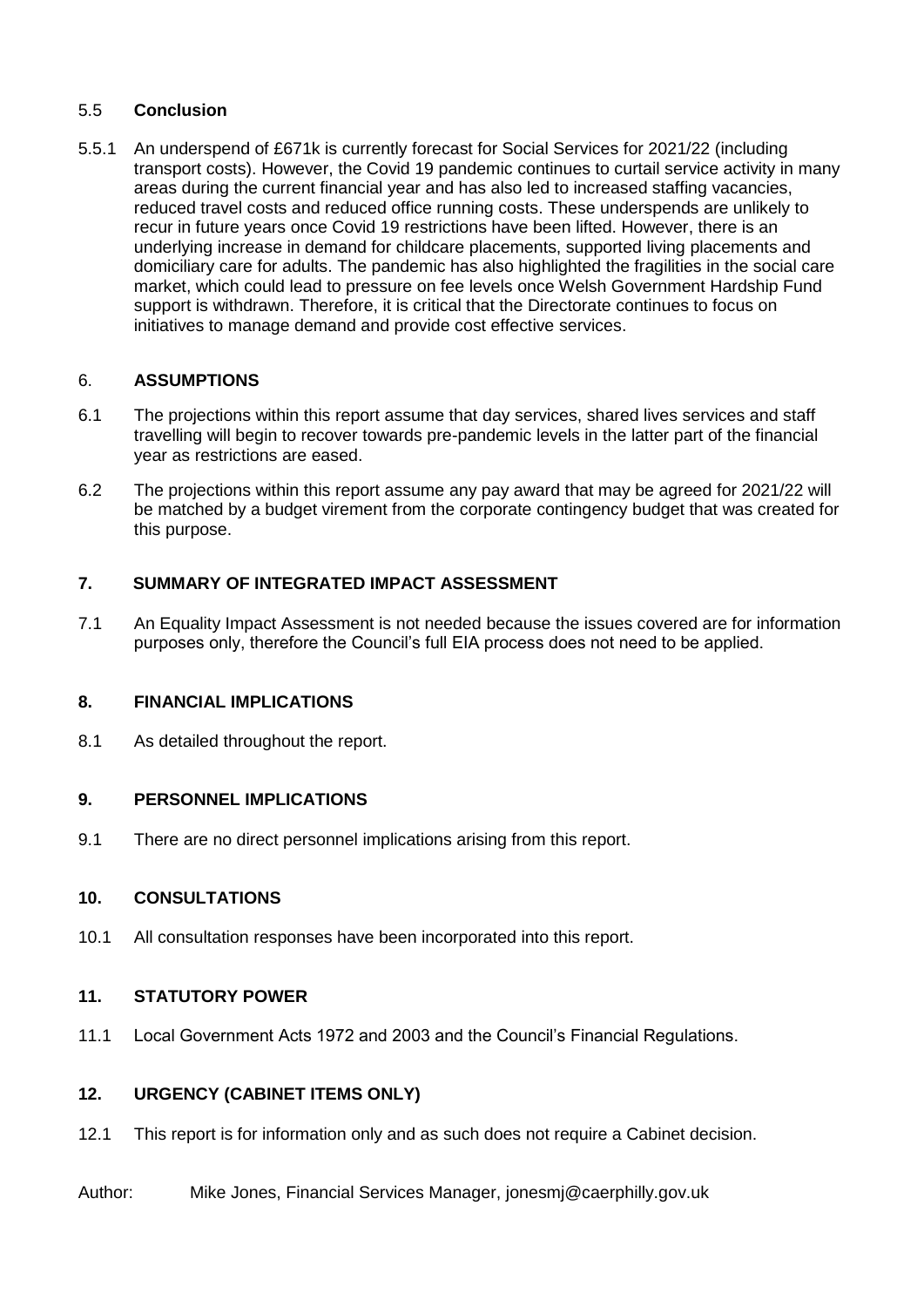### 5.5 **Conclusion**

5.5.1 An underspend of £671k is currently forecast for Social Services for 2021/22 (including transport costs). However, the Covid 19 pandemic continues to curtail service activity in many areas during the current financial year and has also led to increased staffing vacancies, reduced travel costs and reduced office running costs. These underspends are unlikely to recur in future years once Covid 19 restrictions have been lifted. However, there is an underlying increase in demand for childcare placements, supported living placements and domiciliary care for adults. The pandemic has also highlighted the fragilities in the social care market, which could lead to pressure on fee levels once Welsh Government Hardship Fund support is withdrawn. Therefore, it is critical that the Directorate continues to focus on initiatives to manage demand and provide cost effective services.

## 6. **ASSUMPTIONS**

6.1 The projections within this report assume that day services, shared lives services and staff travelling will begin to recover towards pre-pandemic levels in the latter part of the financial year as restrictions are eased.

6.2 The projections within this report assume any pay award that may be agreed for 2021/22 will be matched by a budget virement from the corporate contingency budget that was created for this purpose.

## 7. **SUMMARY OF INTEGRATED IMPACT ASSESSMENT**

7.1 An Equality Impact Assessment is not needed because the issues covered are for information purposes only, therefore the Council's full EIA process does not need to be applied.

## 8. **FINANCIAL IMPLICATIONS**

8.1 As detailed throughout the report.

## 9. **PERSONNEL IMPLICATIONS**

9.1 There are no direct personnel implications arising from this report.

## 10. **CONSULTATIONS**

10.1 All consultation responses have been incorporated into this report.

## 11. **STATUTORY POWER**

11.1 Local Government Acts 1972 and 2003 and the Council's Financial Regulations.

## 12. **URGENCY (CABINET ITEMS ONLY)**

12.1 This report is for information only and as such does not require a Cabinet decision.

Author: Mike Jones, Financial Services Manager, jonesmj@caerphilly.gov.uk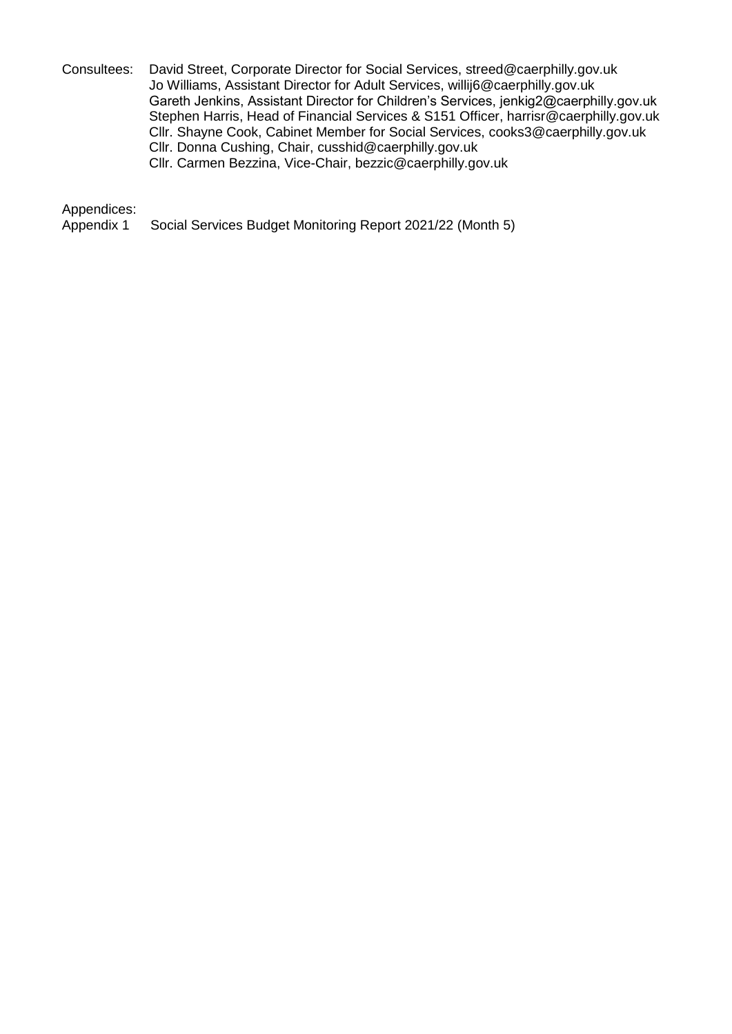Consultees: David Street, Corporate Director for Social Services, streed@caerphilly.gov.uk
Jo Williams, Assistant Director for Adult Services, willij6@caerphilly.gov.uk
Gareth Jenkins, Assistant Director for Children's Services, jenkig2@caerphilly.gov.uk
Stephen Harris, Head of Financial Services & S151 Officer, harrisr@caerphilly.gov.uk
Cllr. Shayne Cook, Cabinet Member for Social Services, cooks3@caerphilly.gov.uk
Cllr. Donna Cushing, Chair, cusshid@caerphilly.gov.uk
Cllr. Carmen Bezzina, Vice-Chair, bezzic@caerphilly.gov.uk

Appendices:
Appendix 1 Social Services Budget Monitoring Report 2021/22 (Month 5)